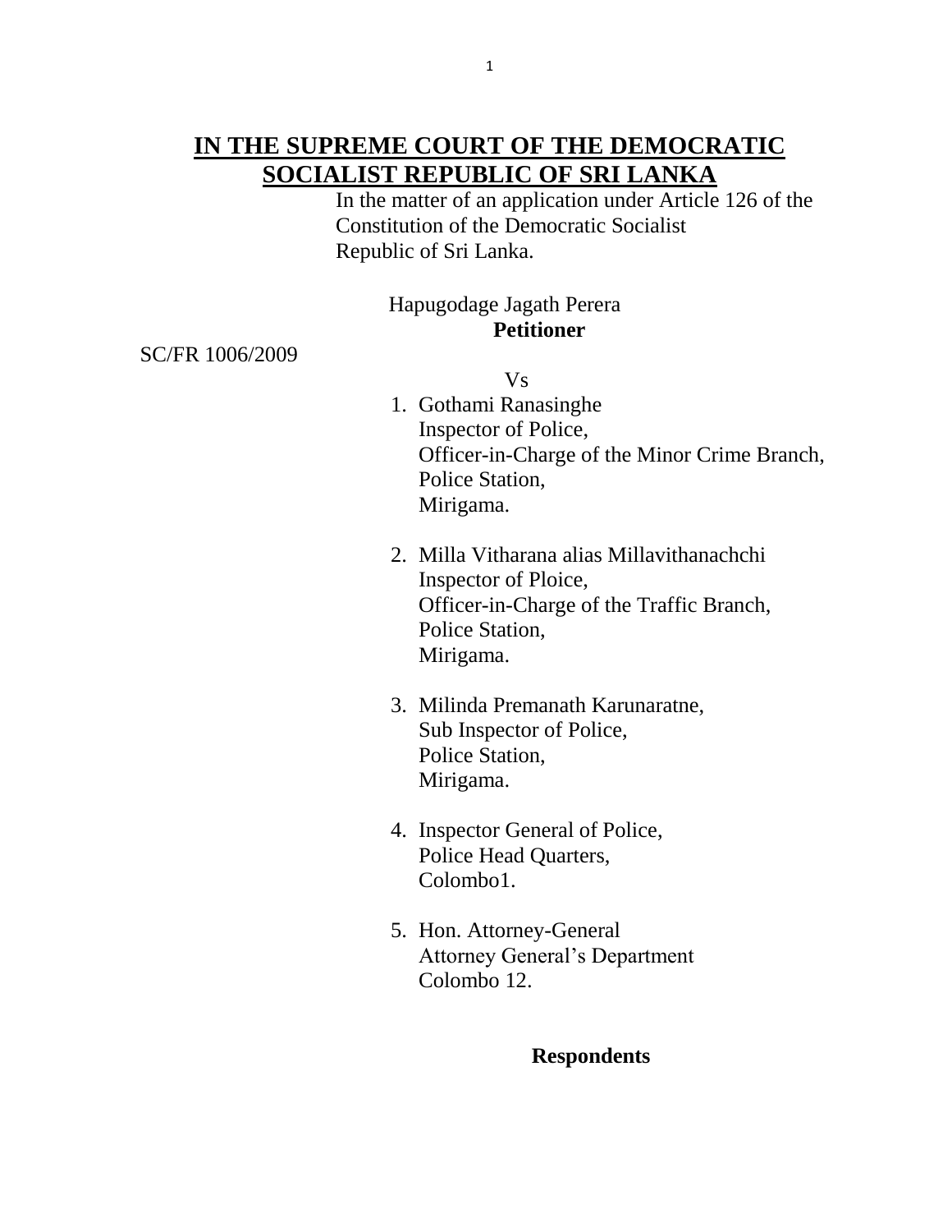# IN THE SUPREME COURT OF THE DEMOCRATIC SOCIALIST REPUBLIC OF SRI LANKA

In the matter of an application under Article 126 of the Constitution of the Democratic Socialist Republic of Sri Lanka.

Hapugodage Jagath Perera
**Petitioner**

SC/FR 1006/2009

Vs

1. Gothami Ranasinghe
   Inspector of Police,
   Officer-in-Charge of the Minor Crime Branch,
   Police Station,
   Mirigama.

2. Milla Vitharana alias Millavithanachchi
   Inspector of Ploice,
   Officer-in-Charge of the Traffic Branch,
   Police Station,
   Mirigama.

3. Milinda Premanath Karunaratne,
   Sub Inspector of Police,
   Police Station,
   Mirigama.

4. Inspector General of Police,
   Police Head Quarters,
   Colombo1.

5. Hon. Attorney-General
   Attorney General's Department
   Colombo 12.

**Respondents**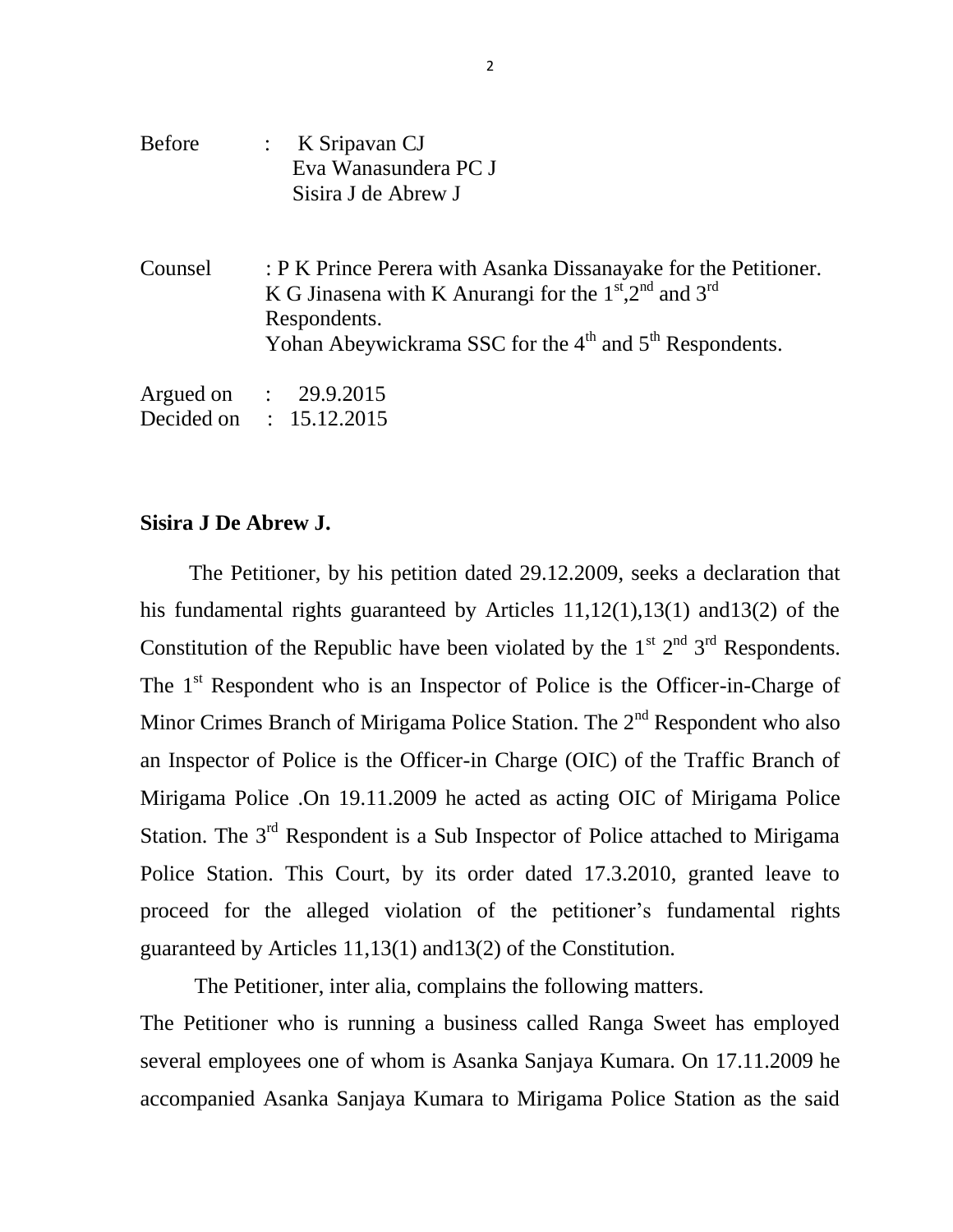Before : K Sripavan CJ
Eva Wanasundera PC J
Sisira J de Abrew J

Counsel : P K Prince Perera with Asanka Dissanayake for the Petitioner.
K G Jinasena with K Anurangi for the 1st,2nd and 3rd Respondents.
Yohan Abeywickrama SSC for the 4th and 5th Respondents.

Argued on : 29.9.2015
Decided on : 15.12.2015

**Sisira J De Abrew J.**

The Petitioner, by his petition dated 29.12.2009, seeks a declaration that his fundamental rights guaranteed by Articles 11,12(1),13(1) and13(2) of the Constitution of the Republic have been violated by the 1st 2nd 3rd Respondents. The 1st Respondent who is an Inspector of Police is the Officer-in-Charge of Minor Crimes Branch of Mirigama Police Station. The 2nd Respondent who also an Inspector of Police is the Officer-in Charge (OIC) of the Traffic Branch of Mirigama Police .On 19.11.2009 he acted as acting OIC of Mirigama Police Station. The 3rd Respondent is a Sub Inspector of Police attached to Mirigama Police Station. This Court, by its order dated 17.3.2010, granted leave to proceed for the alleged violation of the petitioner's fundamental rights guaranteed by Articles 11,13(1) and13(2) of the Constitution.

The Petitioner, inter alia, complains the following matters.

The Petitioner who is running a business called Ranga Sweet has employed several employees one of whom is Asanka Sanjaya Kumara. On 17.11.2009 he accompanied Asanka Sanjaya Kumara to Mirigama Police Station as the said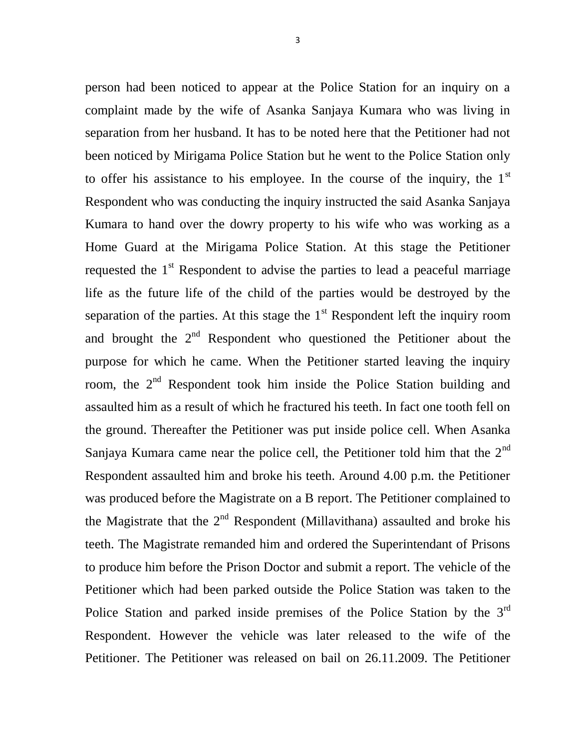person had been noticed to appear at the Police Station for an inquiry on a complaint made by the wife of Asanka Sanjaya Kumara who was living in separation from her husband. It has to be noted here that the Petitioner had not been noticed by Mirigama Police Station but he went to the Police Station only to offer his assistance to his employee. In the course of the inquiry, the 1st Respondent who was conducting the inquiry instructed the said Asanka Sanjaya Kumara to hand over the dowry property to his wife who was working as a Home Guard at the Mirigama Police Station. At this stage the Petitioner requested the 1st Respondent to advise the parties to lead a peaceful marriage life as the future life of the child of the parties would be destroyed by the separation of the parties. At this stage the 1st Respondent left the inquiry room and brought the 2nd Respondent who questioned the Petitioner about the purpose for which he came. When the Petitioner started leaving the inquiry room, the 2nd Respondent took him inside the Police Station building and assaulted him as a result of which he fractured his teeth. In fact one tooth fell on the ground. Thereafter the Petitioner was put inside police cell. When Asanka Sanjaya Kumara came near the police cell, the Petitioner told him that the 2nd Respondent assaulted him and broke his teeth. Around 4.00 p.m. the Petitioner was produced before the Magistrate on a B report. The Petitioner complained to the Magistrate that the 2nd Respondent (Millavithana) assaulted and broke his teeth. The Magistrate remanded him and ordered the Superintendant of Prisons to produce him before the Prison Doctor and submit a report. The vehicle of the Petitioner which had been parked outside the Police Station was taken to the Police Station and parked inside premises of the Police Station by the 3rd Respondent. However the vehicle was later released to the wife of the Petitioner. The Petitioner was released on bail on 26.11.2009. The Petitioner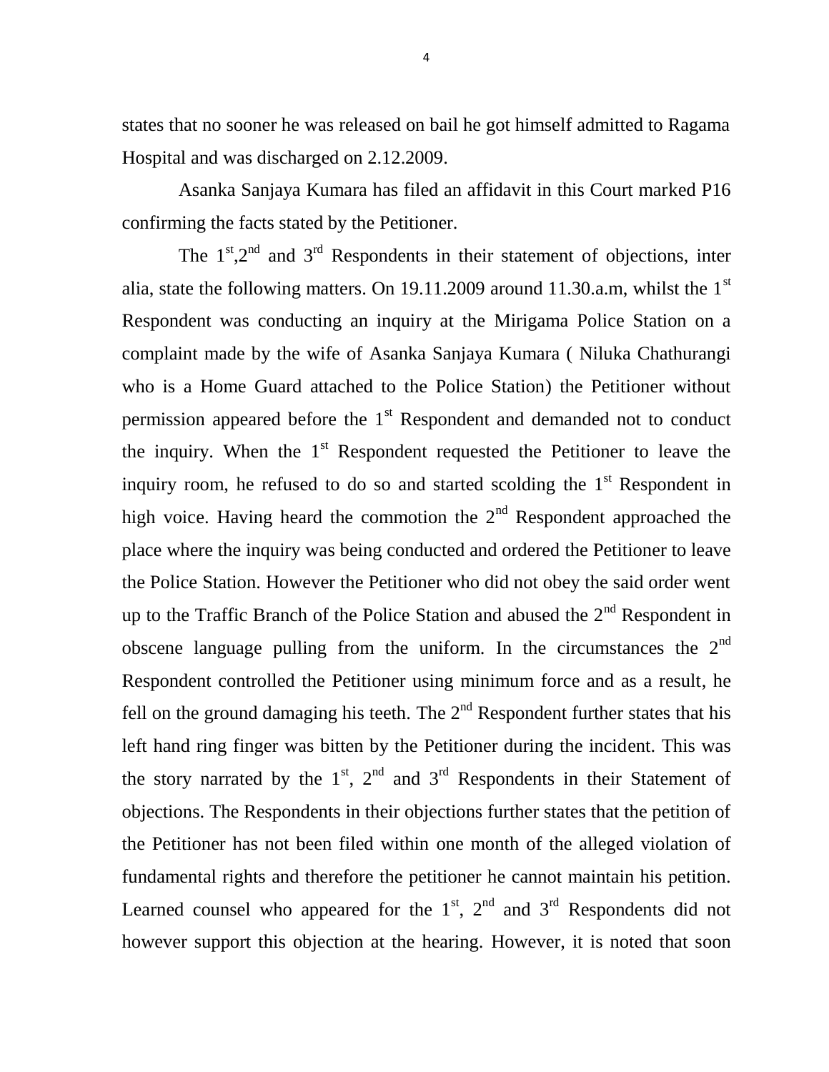states that no sooner he was released on bail he got himself admitted to Ragama Hospital and was discharged on 2.12.2009.

Asanka Sanjaya Kumara has filed an affidavit in this Court marked P16 confirming the facts stated by the Petitioner.

The 1st,2nd and 3rd Respondents in their statement of objections, inter alia, state the following matters. On 19.11.2009 around 11.30.a.m, whilst the 1st Respondent was conducting an inquiry at the Mirigama Police Station on a complaint made by the wife of Asanka Sanjaya Kumara ( Niluka Chathurangi who is a Home Guard attached to the Police Station) the Petitioner without permission appeared before the 1st Respondent and demanded not to conduct the inquiry. When the 1st Respondent requested the Petitioner to leave the inquiry room, he refused to do so and started scolding the 1st Respondent in high voice. Having heard the commotion the 2nd Respondent approached the place where the inquiry was being conducted and ordered the Petitioner to leave the Police Station. However the Petitioner who did not obey the said order went up to the Traffic Branch of the Police Station and abused the 2nd Respondent in obscene language pulling from the uniform. In the circumstances the 2nd Respondent controlled the Petitioner using minimum force and as a result, he fell on the ground damaging his teeth. The 2nd Respondent further states that his left hand ring finger was bitten by the Petitioner during the incident. This was the story narrated by the 1st, 2nd and 3rd Respondents in their Statement of objections. The Respondents in their objections further states that the petition of the Petitioner has not been filed within one month of the alleged violation of fundamental rights and therefore the petitioner he cannot maintain his petition. Learned counsel who appeared for the 1st, 2nd and 3rd Respondents did not however support this objection at the hearing. However, it is noted that soon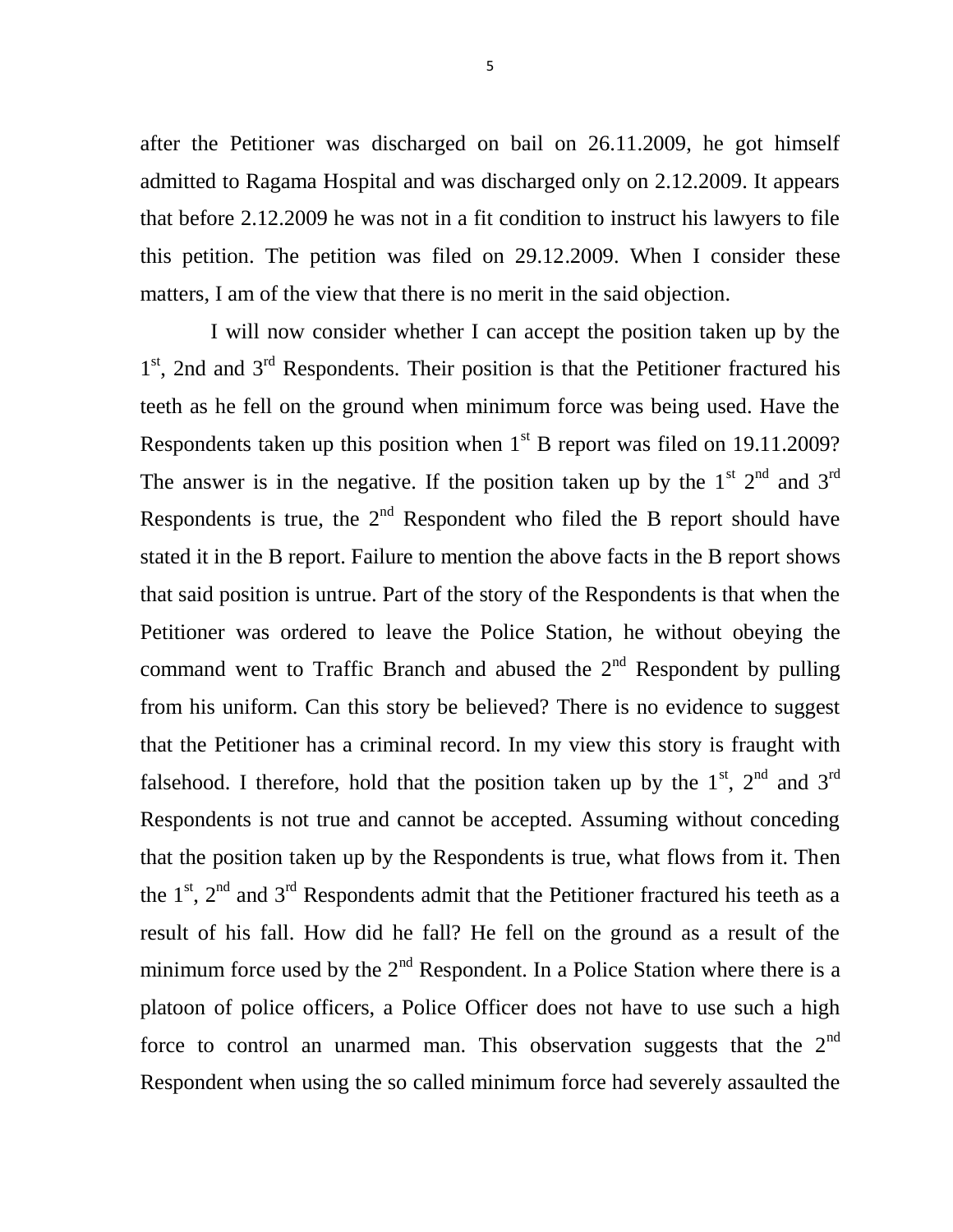after the Petitioner was discharged on bail on 26.11.2009, he got himself admitted to Ragama Hospital and was discharged only on 2.12.2009. It appears that before 2.12.2009 he was not in a fit condition to instruct his lawyers to file this petition. The petition was filed on 29.12.2009. When I consider these matters, I am of the view that there is no merit in the said objection.

I will now consider whether I can accept the position taken up by the 1st, 2nd and 3rd Respondents. Their position is that the Petitioner fractured his teeth as he fell on the ground when minimum force was being used. Have the Respondents taken up this position when 1st B report was filed on 19.11.2009? The answer is in the negative. If the position taken up by the 1st 2nd and 3rd Respondents is true, the 2nd Respondent who filed the B report should have stated it in the B report. Failure to mention the above facts in the B report shows that said position is untrue. Part of the story of the Respondents is that when the Petitioner was ordered to leave the Police Station, he without obeying the command went to Traffic Branch and abused the 2nd Respondent by pulling from his uniform. Can this story be believed? There is no evidence to suggest that the Petitioner has a criminal record. In my view this story is fraught with falsehood. I therefore, hold that the position taken up by the 1st, 2nd and 3rd Respondents is not true and cannot be accepted. Assuming without conceding that the position taken up by the Respondents is true, what flows from it. Then the 1st, 2nd and 3rd Respondents admit that the Petitioner fractured his teeth as a result of his fall. How did he fall? He fell on the ground as a result of the minimum force used by the 2nd Respondent. In a Police Station where there is a platoon of police officers, a Police Officer does not have to use such a high force to control an unarmed man. This observation suggests that the 2nd Respondent when using the so called minimum force had severely assaulted the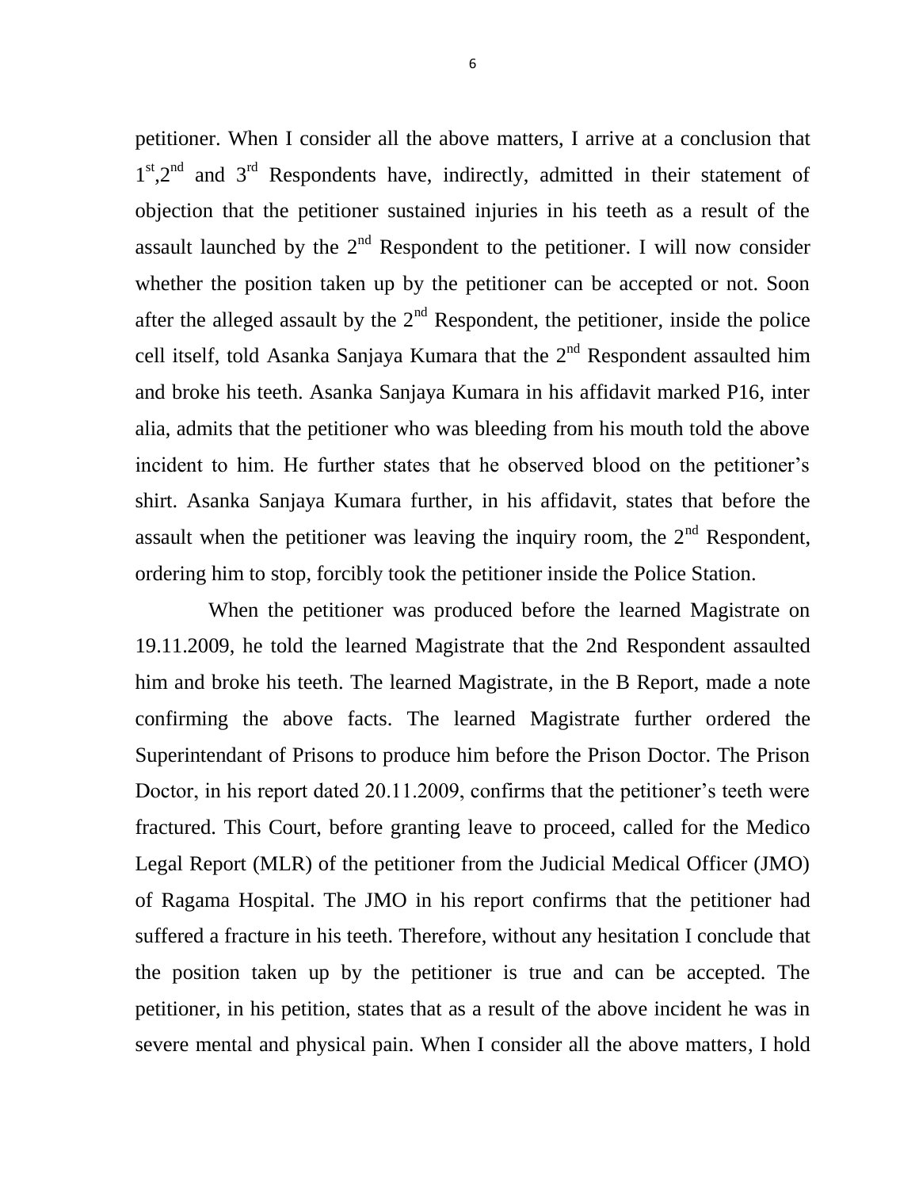petitioner. When I consider all the above matters, I arrive at a conclusion that 1st,2nd and 3rd Respondents have, indirectly, admitted in their statement of objection that the petitioner sustained injuries in his teeth as a result of the assault launched by the 2nd Respondent to the petitioner. I will now consider whether the position taken up by the petitioner can be accepted or not. Soon after the alleged assault by the 2nd Respondent, the petitioner, inside the police cell itself, told Asanka Sanjaya Kumara that the 2nd Respondent assaulted him and broke his teeth. Asanka Sanjaya Kumara in his affidavit marked P16, inter alia, admits that the petitioner who was bleeding from his mouth told the above incident to him. He further states that he observed blood on the petitioner's shirt. Asanka Sanjaya Kumara further, in his affidavit, states that before the assault when the petitioner was leaving the inquiry room, the 2nd Respondent, ordering him to stop, forcibly took the petitioner inside the Police Station.

When the petitioner was produced before the learned Magistrate on 19.11.2009, he told the learned Magistrate that the 2nd Respondent assaulted him and broke his teeth. The learned Magistrate, in the B Report, made a note confirming the above facts. The learned Magistrate further ordered the Superintendant of Prisons to produce him before the Prison Doctor. The Prison Doctor, in his report dated 20.11.2009, confirms that the petitioner's teeth were fractured. This Court, before granting leave to proceed, called for the Medico Legal Report (MLR) of the petitioner from the Judicial Medical Officer (JMO) of Ragama Hospital. The JMO in his report confirms that the petitioner had suffered a fracture in his teeth. Therefore, without any hesitation I conclude that the position taken up by the petitioner is true and can be accepted. The petitioner, in his petition, states that as a result of the above incident he was in severe mental and physical pain. When I consider all the above matters, I hold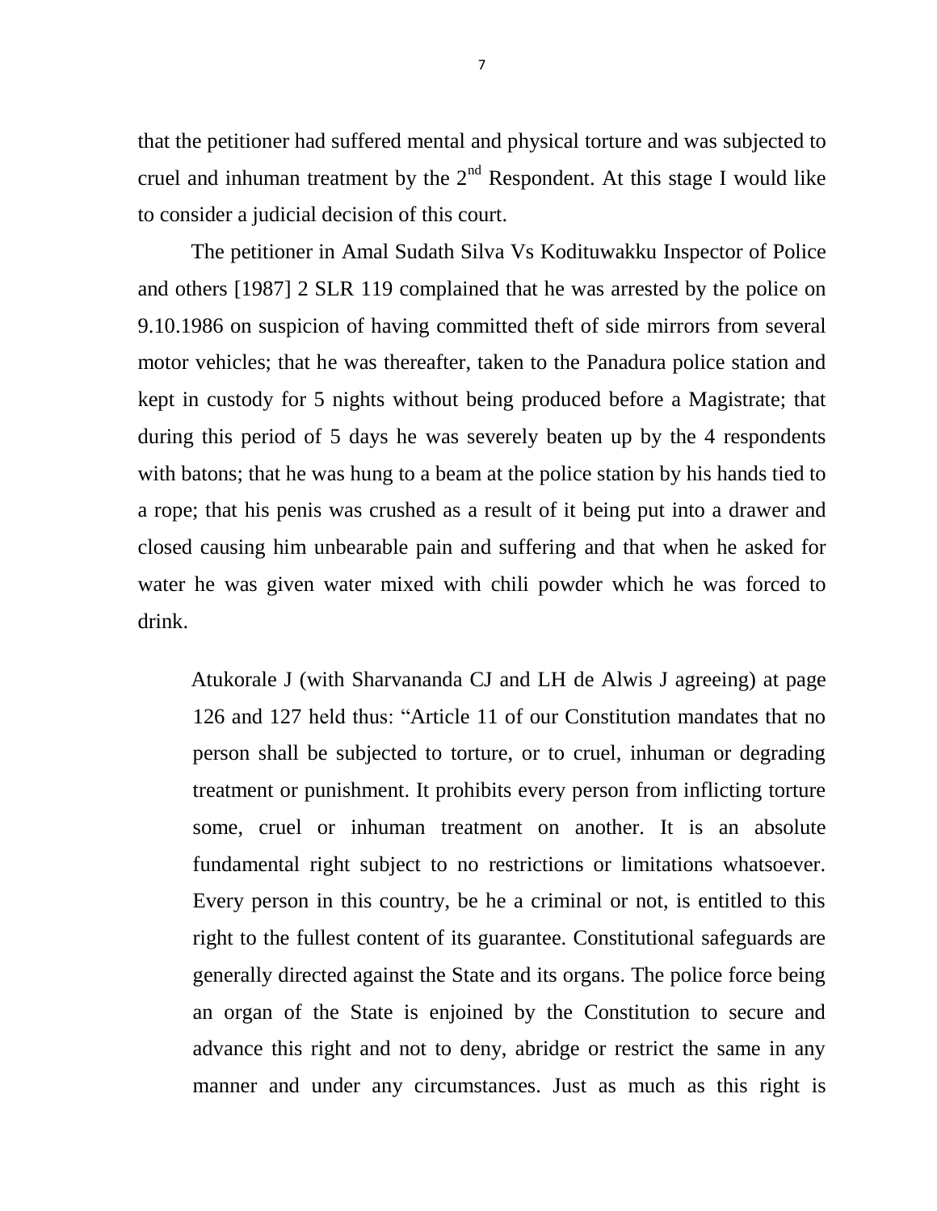that the petitioner had suffered mental and physical torture and was subjected to cruel and inhuman treatment by the 2nd Respondent. At this stage I would like to consider a judicial decision of this court.

The petitioner in Amal Sudath Silva Vs Kodituwakku Inspector of Police and others [1987] 2 SLR 119 complained that he was arrested by the police on 9.10.1986 on suspicion of having committed theft of side mirrors from several motor vehicles; that he was thereafter, taken to the Panadura police station and kept in custody for 5 nights without being produced before a Magistrate; that during this period of 5 days he was severely beaten up by the 4 respondents with batons; that he was hung to a beam at the police station by his hands tied to a rope; that his penis was crushed as a result of it being put into a drawer and closed causing him unbearable pain and suffering and that when he asked for water he was given water mixed with chili powder which he was forced to drink.

> Atukorale J (with Sharvananda CJ and LH de Alwis J agreeing) at page 126 and 127 held thus: "Article 11 of our Constitution mandates that no person shall be subjected to torture, or to cruel, inhuman or degrading treatment or punishment. It prohibits every person from inflicting torture some, cruel or inhuman treatment on another. It is an absolute fundamental right subject to no restrictions or limitations whatsoever. Every person in this country, be he a criminal or not, is entitled to this right to the fullest content of its guarantee. Constitutional safeguards are generally directed against the State and its organs. The police force being an organ of the State is enjoined by the Constitution to secure and advance this right and not to deny, abridge or restrict the same in any manner and under any circumstances. Just as much as this right is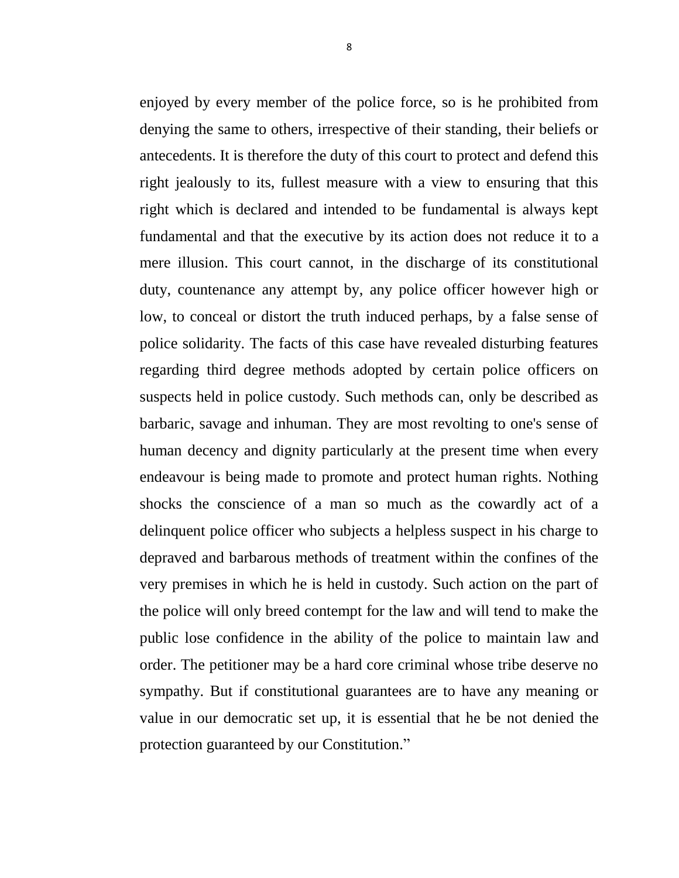enjoyed by every member of the police force, so is he prohibited from denying the same to others, irrespective of their standing, their beliefs or antecedents. It is therefore the duty of this court to protect and defend this right jealously to its, fullest measure with a view to ensuring that this right which is declared and intended to be fundamental is always kept fundamental and that the executive by its action does not reduce it to a mere illusion. This court cannot, in the discharge of its constitutional duty, countenance any attempt by, any police officer however high or low, to conceal or distort the truth induced perhaps, by a false sense of police solidarity. The facts of this case have revealed disturbing features regarding third degree methods adopted by certain police officers on suspects held in police custody. Such methods can, only be described as barbaric, savage and inhuman. They are most revolting to one's sense of human decency and dignity particularly at the present time when every endeavour is being made to promote and protect human rights. Nothing shocks the conscience of a man so much as the cowardly act of a delinquent police officer who subjects a helpless suspect in his charge to depraved and barbarous methods of treatment within the confines of the very premises in which he is held in custody. Such action on the part of the police will only breed contempt for the law and will tend to make the public lose confidence in the ability of the police to maintain law and order. The petitioner may be a hard core criminal whose tribe deserve no sympathy. But if constitutional guarantees are to have any meaning or value in our democratic set up, it is essential that he be not denied the protection guaranteed by our Constitution."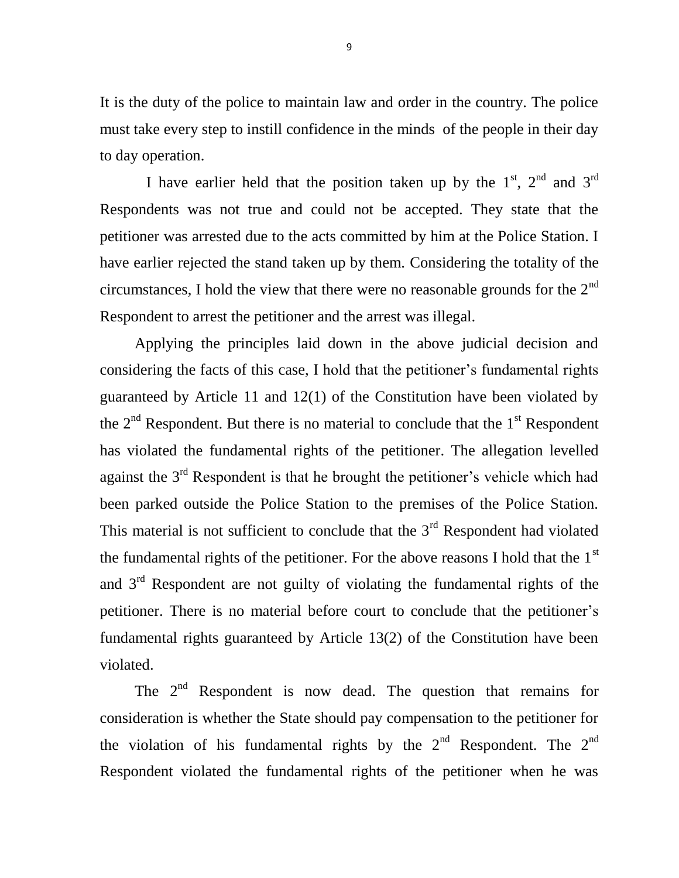It is the duty of the police to maintain law and order in the country. The police must take every step to instill confidence in the minds of the people in their day to day operation.

I have earlier held that the position taken up by the 1st, 2nd and 3rd Respondents was not true and could not be accepted. They state that the petitioner was arrested due to the acts committed by him at the Police Station. I have earlier rejected the stand taken up by them. Considering the totality of the circumstances, I hold the view that there were no reasonable grounds for the 2nd Respondent to arrest the petitioner and the arrest was illegal.

Applying the principles laid down in the above judicial decision and considering the facts of this case, I hold that the petitioner's fundamental rights guaranteed by Article 11 and 12(1) of the Constitution have been violated by the 2nd Respondent. But there is no material to conclude that the 1st Respondent has violated the fundamental rights of the petitioner. The allegation levelled against the 3rd Respondent is that he brought the petitioner's vehicle which had been parked outside the Police Station to the premises of the Police Station. This material is not sufficient to conclude that the 3rd Respondent had violated the fundamental rights of the petitioner. For the above reasons I hold that the 1st and 3rd Respondent are not guilty of violating the fundamental rights of the petitioner. There is no material before court to conclude that the petitioner's fundamental rights guaranteed by Article 13(2) of the Constitution have been violated.

The 2nd Respondent is now dead. The question that remains for consideration is whether the State should pay compensation to the petitioner for the violation of his fundamental rights by the 2nd Respondent. The 2nd Respondent violated the fundamental rights of the petitioner when he was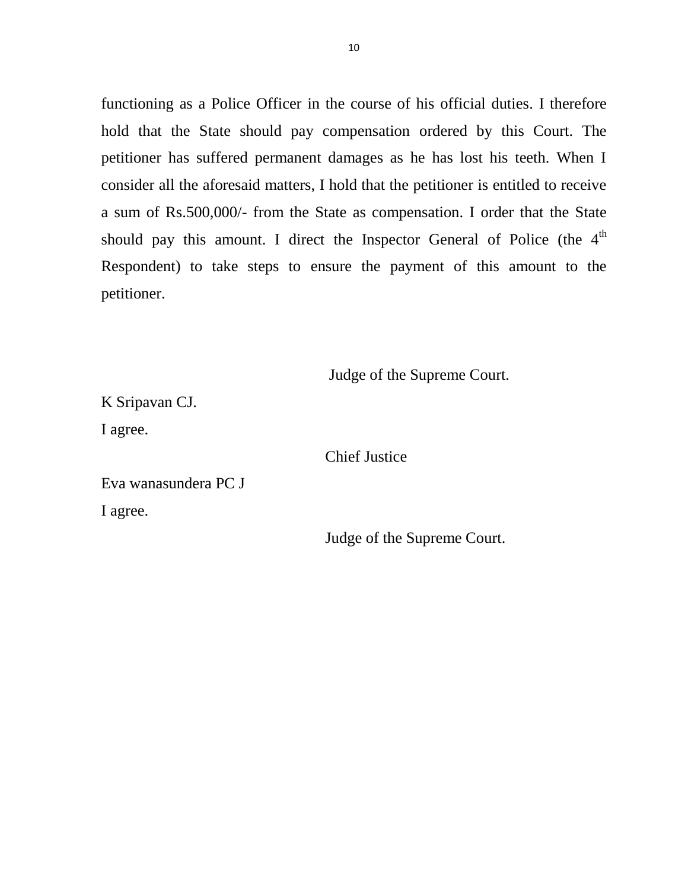functioning as a Police Officer in the course of his official duties. I therefore hold that the State should pay compensation ordered by this Court. The petitioner has suffered permanent damages as he has lost his teeth. When I consider all the aforesaid matters, I hold that the petitioner is entitled to receive a sum of Rs.500,000/- from the State as compensation. I order that the State should pay this amount. I direct the Inspector General of Police (the 4th Respondent) to take steps to ensure the payment of this amount to the petitioner.

Judge of the Supreme Court.

K Sripavan CJ.

I agree.

Chief Justice

Eva wanasundera PC J

I agree.

Judge of the Supreme Court.